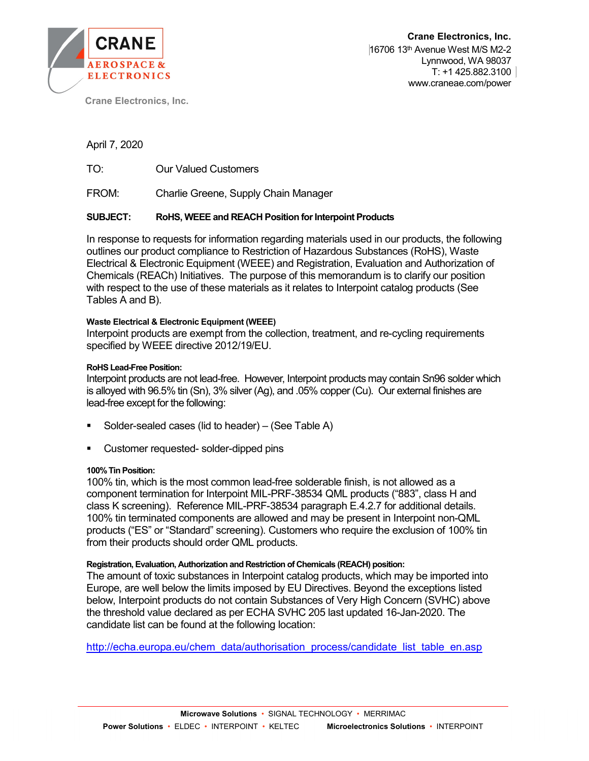**CRANE AEROSPACE & ELECTRONICS**

Crane Electronics, Inc.

**Crane Electronics, Inc.**
16706 13th Avenue West M/S M2-2
Lynnwood, WA 98037
T: +1 425.882.3100
www.craneae.com/power

April 7, 2020

TO: Our Valued Customers

FROM: Charlie Greene, Supply Chain Manager

**SUBJECT: RoHS, WEEE and REACH Position for Interpoint Products**

In response to requests for information regarding materials used in our products, the following outlines our product compliance to Restriction of Hazardous Substances (RoHS), Waste Electrical & Electronic Equipment (WEEE) and Registration, Evaluation and Authorization of Chemicals (REACh) Initiatives. The purpose of this memorandum is to clarify our position with respect to the use of these materials as it relates to Interpoint catalog products (See Tables A and B).

**Waste Electrical & Electronic Equipment (WEEE)**

Interpoint products are exempt from the collection, treatment, and re-cycling requirements specified by WEEE directive 2012/19/EU.

**RoHS Lead-Free Position:**

Interpoint products are not lead-free. However, Interpoint products may contain Sn96 solder which is alloyed with 96.5% tin (Sn), 3% silver (Ag), and .05% copper (Cu). Our external finishes are lead-free except for the following:

- Solder-sealed cases (lid to header) – (See Table A)
- Customer requested- solder-dipped pins

**100% Tin Position:**

100% tin, which is the most common lead-free solderable finish, is not allowed as a component termination for Interpoint MIL-PRF-38534 QML products ("883", class H and class K screening). Reference MIL-PRF-38534 paragraph E.4.2.7 for additional details. 100% tin terminated components are allowed and may be present in Interpoint non-QML products ("ES" or "Standard" screening). Customers who require the exclusion of 100% tin from their products should order QML products.

**Registration, Evaluation, Authorization and Restriction of Chemicals (REACH) position:**

The amount of toxic substances in Interpoint catalog products, which may be imported into Europe, are well below the limits imposed by EU Directives. Beyond the exceptions listed below, Interpoint products do not contain Substances of Very High Concern (SVHC) above the threshold value declared as per ECHA SVHC 205 last updated 16-Jan-2020. The candidate list can be found at the following location:

http://echa.europa.eu/chem_data/authorisation_process/candidate_list_table_en.asp

**Microwave Solutions** • SIGNAL TECHNOLOGY • MERRIMAC
**Power Solutions** • ELDEC • INTERPOINT • KELTEC **Microelectronics Solutions** • INTERPOINT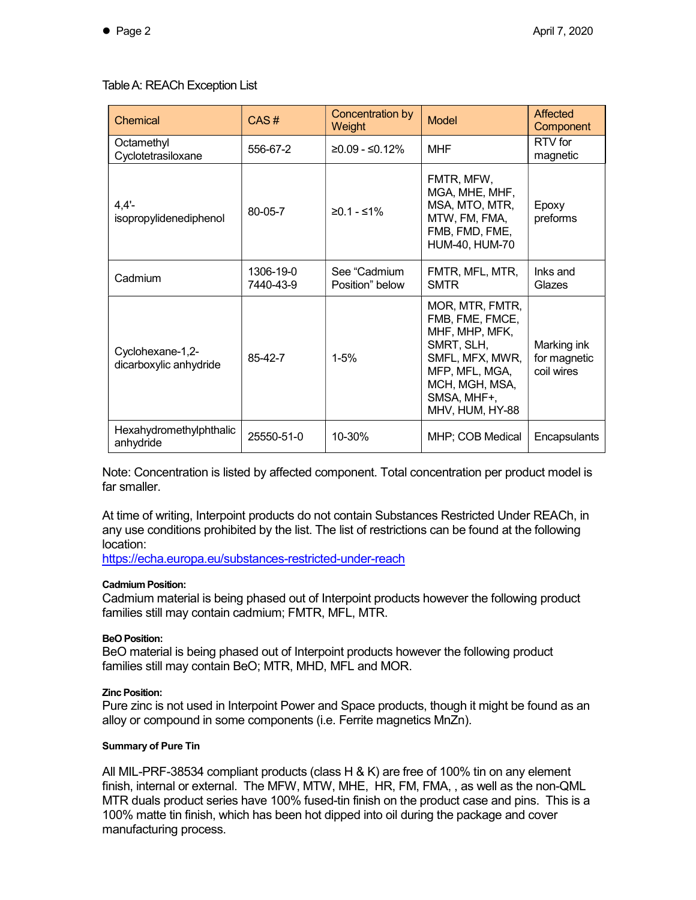Table A: REACh Exception List

| Chemical | CAS # | Concentration by Weight | Model | Affected Component |
|---|---|---|---|---|
| Octamethyl Cyclotetrasiloxane | 556-67-2 | ≥0.09 - ≤0.12% | MHF | RTV for magnetic |
| 4,4'-isopropylidenediphenol | 80-05-7 | ≥0.1 - ≤1% | FMTR, MFW, MGA, MHE, MHF, MSA, MTO, MTR, MTW, FM, FMA, FMB, FMD, FME, HUM-40, HUM-70 | Epoxy preforms |
| Cadmium | 1306-19-0 7440-43-9 | See "Cadmium Position" below | FMTR, MFL, MTR, SMTR | Inks and Glazes |
| Cyclohexane-1,2-dicarboxylic anhydride | 85-42-7 | 1-5% | MOR, MTR, FMTR, FMB, FME, FMCE, MHF, MHP, MFK, SMRT, SLH, SMFL, MFX, MWR, MFP, MFL, MGA, MCH, MGH, MSA, SMSA, MHF+, MHV, HUM, HY-88 | Marking ink for magnetic coil wires |
| Hexahydromethylphthalic anhydride | 25550-51-0 | 10-30% | MHP; COB Medical | Encapsulants |

Note: Concentration is listed by affected component. Total concentration per product model is far smaller.

At time of writing, Interpoint products do not contain Substances Restricted Under REACh, in any use conditions prohibited by the list. The list of restrictions can be found at the following location:
https://echa.europa.eu/substances-restricted-under-reach

**Cadmium Position:**
Cadmium material is being phased out of Interpoint products however the following product families still may contain cadmium; FMTR, MFL, MTR.

**BeO Position:**
BeO material is being phased out of Interpoint products however the following product families still may contain BeO; MTR, MHD, MFL and MOR.

**Zinc Position:**
Pure zinc is not used in Interpoint Power and Space products, though it might be found as an alloy or compound in some components (i.e. Ferrite magnetics MnZn).

**Summary of Pure Tin**

All MIL-PRF-38534 compliant products (class H & K) are free of 100% tin on any element finish, internal or external. The MFW, MTW, MHE, HR, FM, FMA, , as well as the non-QML MTR duals product series have 100% fused-tin finish on the product case and pins. This is a 100% matte tin finish, which has been hot dipped into oil during the package and cover manufacturing process.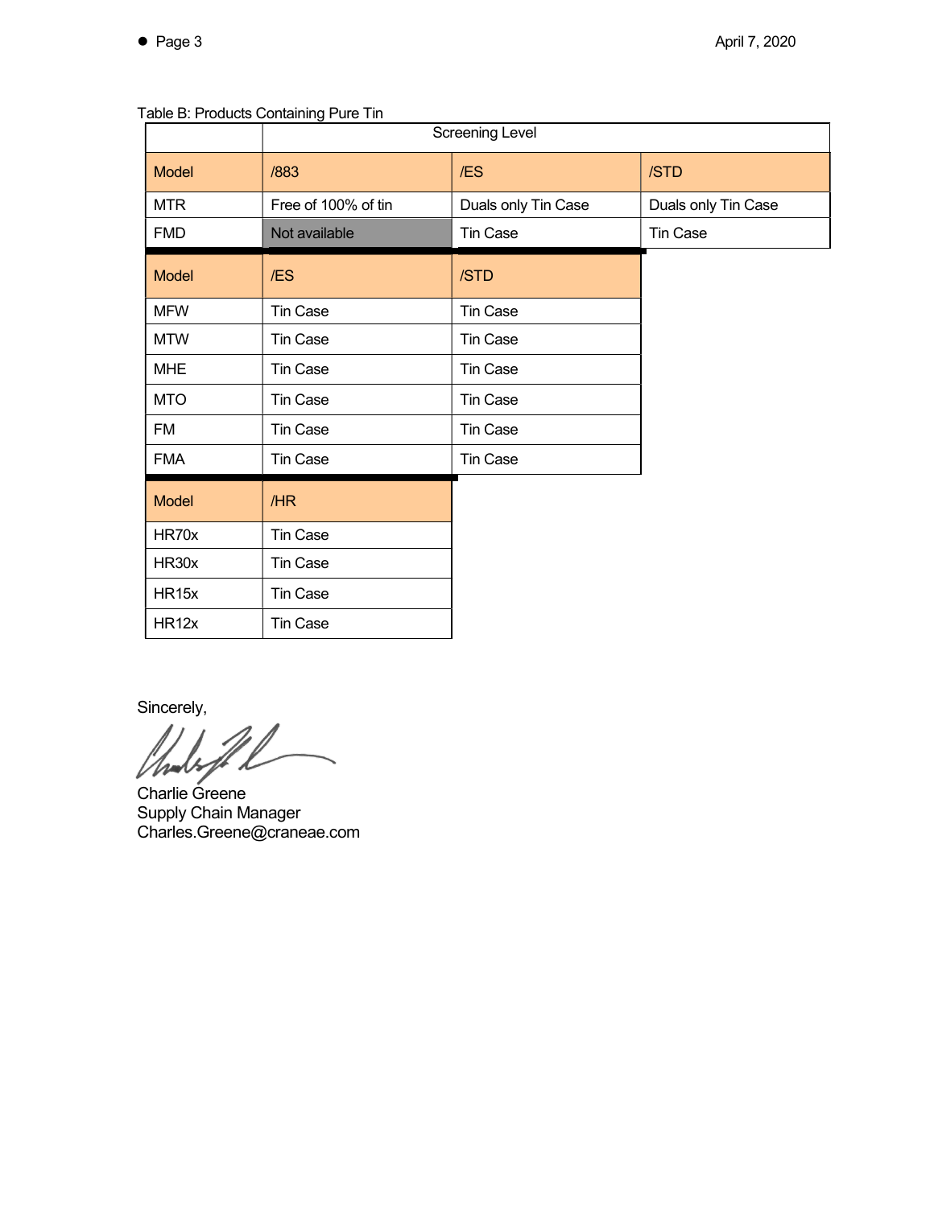Table B: Products Containing Pure Tin

| | Screening Level | | |
|---|---|---|---|
| Model | /883 | /ES | /STD |
| MTR | Free of 100% of tin | Duals only Tin Case | Duals only Tin Case |
| FMD | Not available | Tin Case | Tin Case |

| Model | /ES | /STD |
|---|---|---|
| MFW | Tin Case | Tin Case |
| MTW | Tin Case | Tin Case |
| MHE | Tin Case | Tin Case |
| MTO | Tin Case | Tin Case |
| FM | Tin Case | Tin Case |
| FMA | Tin Case | Tin Case |

| Model | /HR |
|---|---|
| HR70x | Tin Case |
| HR30x | Tin Case |
| HR15x | Tin Case |
| HR12x | Tin Case |

Sincerely,

Charlie Greene
Supply Chain Manager
Charles.Greene@craneae.com